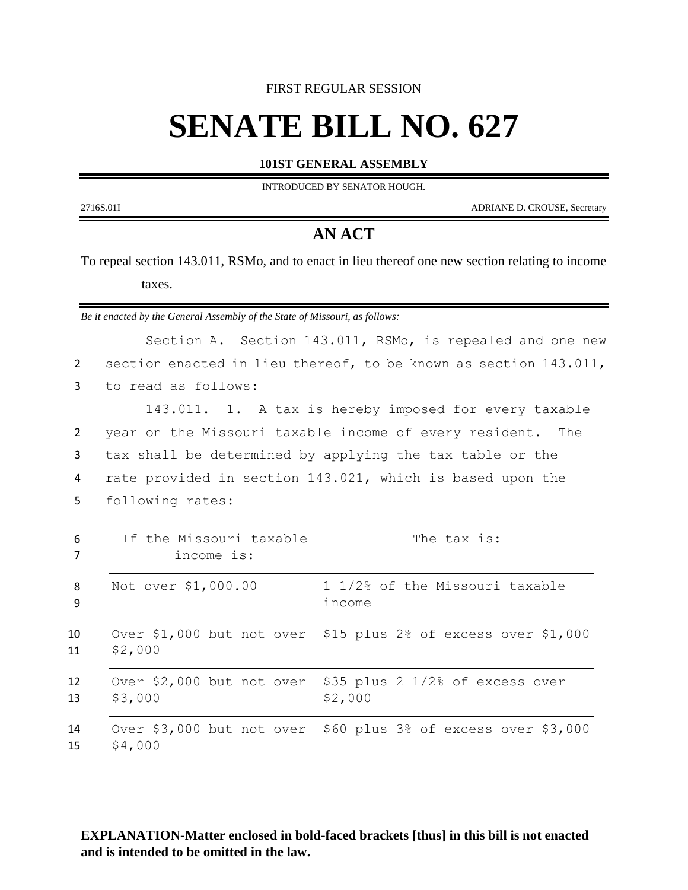FIRST REGULAR SESSION

# SENATE BILL NO. 627

**101ST GENERAL ASSEMBLY**

INTRODUCED BY SENATOR HOUGH.

2716S.01I ADRIANE D. CROUSE, Secretary

## AN ACT

To repeal section 143.011, RSMo, and to enact in lieu thereof one new section relating to income taxes.

*Be it enacted by the General Assembly of the State of Missouri, as follows:*

Section A. Section 143.011, RSMo, is repealed and one new section enacted in lieu thereof, to be known as section 143.011, to read as follows:

143.011. 1. A tax is hereby imposed for every taxable year on the Missouri taxable income of every resident. The tax shall be determined by applying the tax table or the rate provided in section 143.021, which is based upon the following rates:

| If the Missouri taxable income is: | The tax is: |
|---|---|
| Not over $1,000.00 | 1 1/2% of the Missouri taxable income |
| Over $1,000 but not over $2,000 | $15 plus 2% of excess over $1,000 |
| Over $2,000 but not over $3,000 | $35 plus 2 1/2% of excess over $2,000 |
| Over $3,000 but not over $4,000 | $60 plus 3% of excess over $3,000 |

**EXPLANATION-Matter enclosed in bold-faced brackets [thus] in this bill is not enacted and is intended to be omitted in the law.**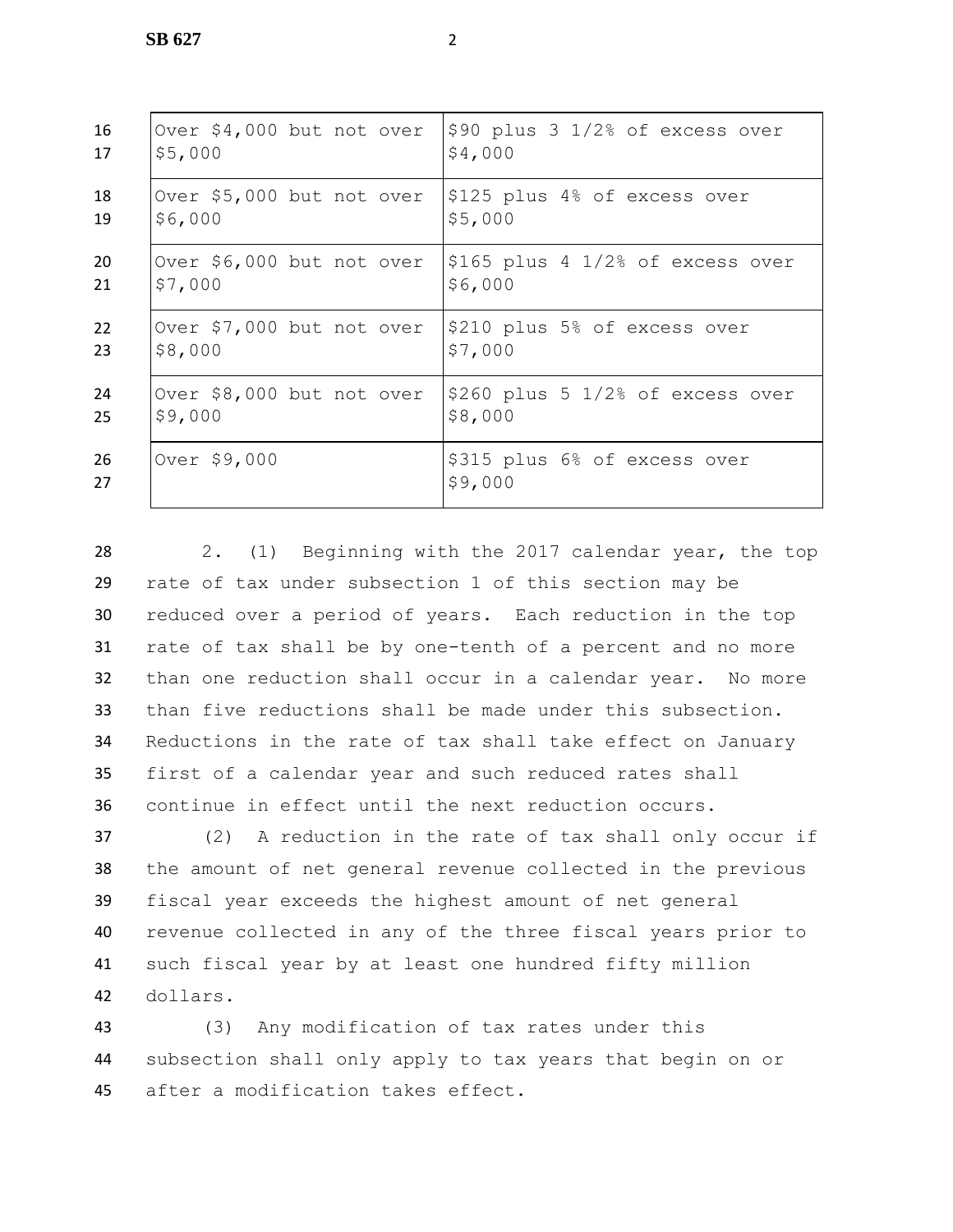| | |
|---|---|
| Over $4,000 but not over $5,000 | $90 plus 3 1/2% of excess over $4,000 |
| Over $5,000 but not over $6,000 | $125 plus 4% of excess over $5,000 |
| Over $6,000 but not over $7,000 | $165 plus 4 1/2% of excess over $6,000 |
| Over $7,000 but not over $8,000 | $210 plus 5% of excess over $7,000 |
| Over $8,000 but not over $9,000 | $260 plus 5 1/2% of excess over $8,000 |
| Over $9,000 | $315 plus 6% of excess over $9,000 |

2. (1) Beginning with the 2017 calendar year, the top rate of tax under subsection 1 of this section may be reduced over a period of years. Each reduction in the top rate of tax shall be by one-tenth of a percent and no more than one reduction shall occur in a calendar year. No more than five reductions shall be made under this subsection. Reductions in the rate of tax shall take effect on January first of a calendar year and such reduced rates shall continue in effect until the next reduction occurs.

(2) A reduction in the rate of tax shall only occur if the amount of net general revenue collected in the previous fiscal year exceeds the highest amount of net general revenue collected in any of the three fiscal years prior to such fiscal year by at least one hundred fifty million dollars.

(3) Any modification of tax rates under this subsection shall only apply to tax years that begin on or after a modification takes effect.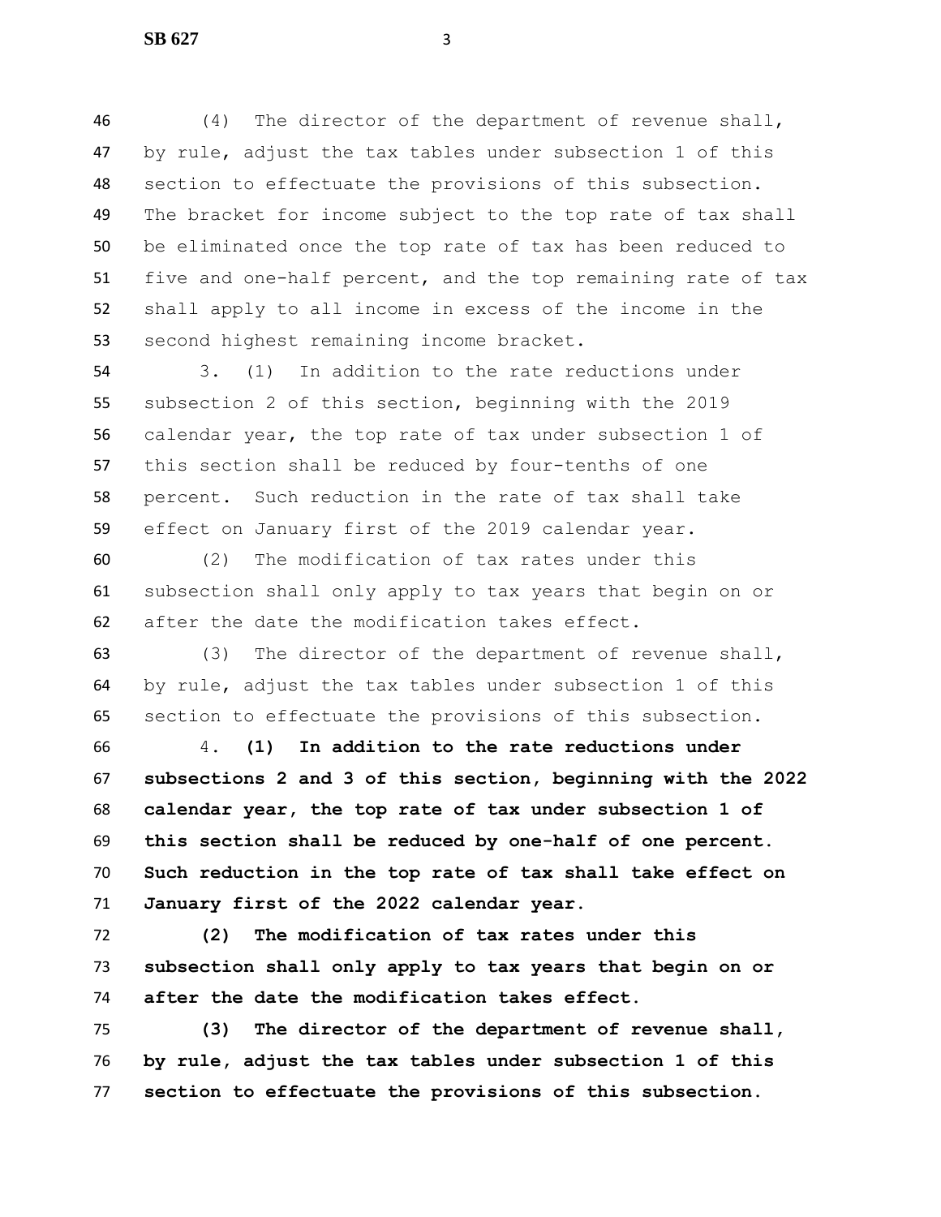(4) The director of the department of revenue shall, by rule, adjust the tax tables under subsection 1 of this section to effectuate the provisions of this subsection. The bracket for income subject to the top rate of tax shall be eliminated once the top rate of tax has been reduced to five and one-half percent, and the top remaining rate of tax shall apply to all income in excess of the income in the second highest remaining income bracket.

3. (1) In addition to the rate reductions under subsection 2 of this section, beginning with the 2019 calendar year, the top rate of tax under subsection 1 of this section shall be reduced by four-tenths of one percent. Such reduction in the rate of tax shall take effect on January first of the 2019 calendar year.

(2) The modification of tax rates under this subsection shall only apply to tax years that begin on or after the date the modification takes effect.

(3) The director of the department of revenue shall, by rule, adjust the tax tables under subsection 1 of this section to effectuate the provisions of this subsection.

4. **(1) In addition to the rate reductions under subsections 2 and 3 of this section, beginning with the 2022 calendar year, the top rate of tax under subsection 1 of this section shall be reduced by one-half of one percent. Such reduction in the top rate of tax shall take effect on January first of the 2022 calendar year.**

**(2) The modification of tax rates under this subsection shall only apply to tax years that begin on or after the date the modification takes effect.**

**(3) The director of the department of revenue shall, by rule, adjust the tax tables under subsection 1 of this section to effectuate the provisions of this subsection.**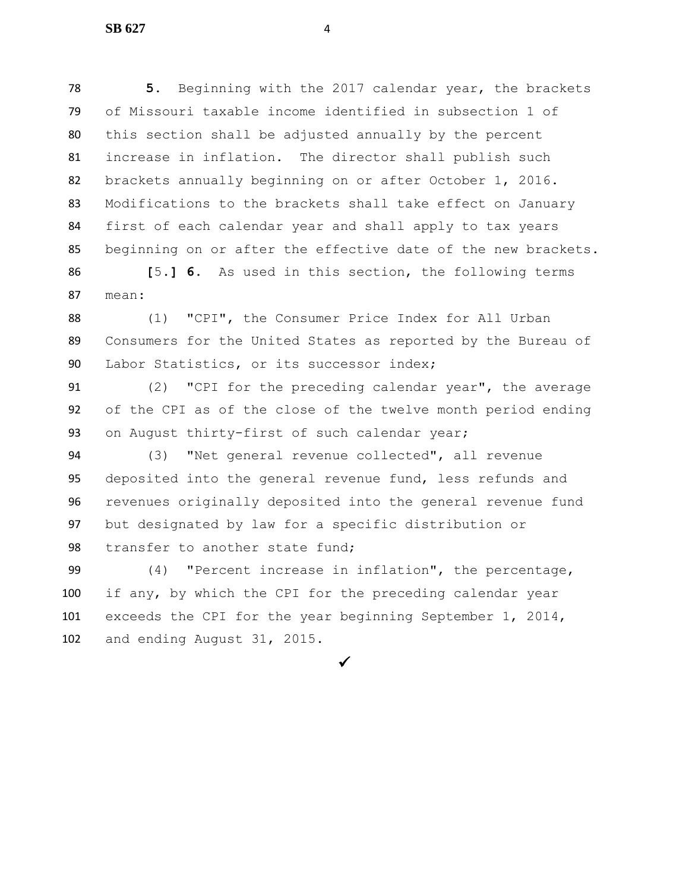**5.** Beginning with the 2017 calendar year, the brackets of Missouri taxable income identified in subsection 1 of this section shall be adjusted annually by the percent increase in inflation. The director shall publish such brackets annually beginning on or after October 1, 2016. Modifications to the brackets shall take effect on January first of each calendar year and shall apply to tax years beginning on or after the effective date of the new brackets.

[5.] **6.** As used in this section, the following terms mean:

(1) "CPI", the Consumer Price Index for All Urban Consumers for the United States as reported by the Bureau of Labor Statistics, or its successor index;

(2) "CPI for the preceding calendar year", the average of the CPI as of the close of the twelve month period ending on August thirty-first of such calendar year;

(3) "Net general revenue collected", all revenue deposited into the general revenue fund, less refunds and revenues originally deposited into the general revenue fund but designated by law for a specific distribution or transfer to another state fund;

(4) "Percent increase in inflation", the percentage, if any, by which the CPI for the preceding calendar year exceeds the CPI for the year beginning September 1, 2014, and ending August 31, 2015.

✔